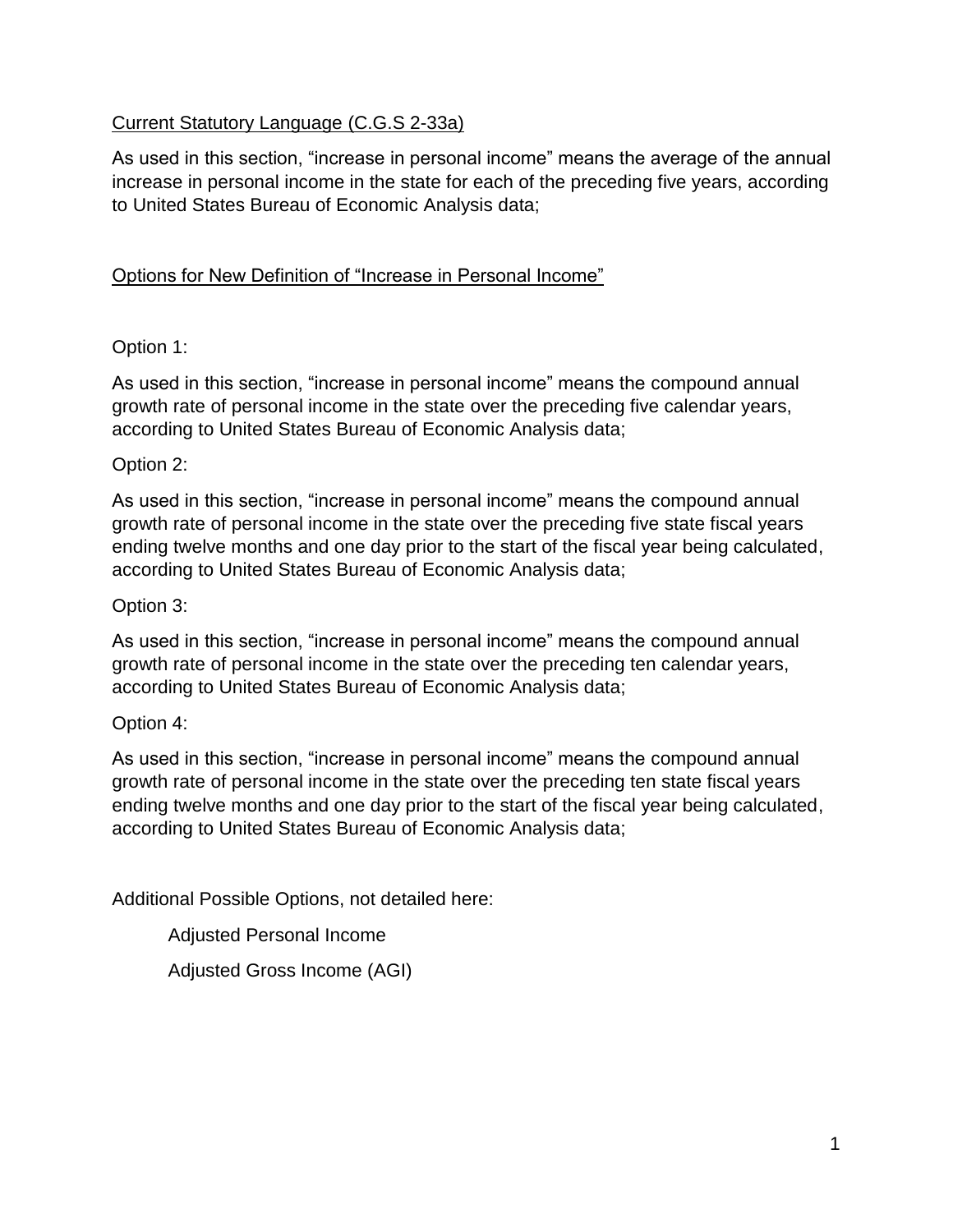## Current Statutory Language (C.G.S 2-33a)

As used in this section, "increase in personal income" means the average of the annual increase in personal income in the state for each of the preceding five years, according to United States Bureau of Economic Analysis data;

## Options for New Definition of "Increase in Personal Income"

Option 1:

As used in this section, "increase in personal income" means the compound annual growth rate of personal income in the state over the preceding five calendar years, according to United States Bureau of Economic Analysis data;

Option 2:

As used in this section, "increase in personal income" means the compound annual growth rate of personal income in the state over the preceding five state fiscal years ending twelve months and one day prior to the start of the fiscal year being calculated, according to United States Bureau of Economic Analysis data;

Option 3:

As used in this section, "increase in personal income" means the compound annual growth rate of personal income in the state over the preceding ten calendar years, according to United States Bureau of Economic Analysis data;

Option 4:

As used in this section, "increase in personal income" means the compound annual growth rate of personal income in the state over the preceding ten state fiscal years ending twelve months and one day prior to the start of the fiscal year being calculated, according to United States Bureau of Economic Analysis data;

Additional Possible Options, not detailed here:

- Adjusted Personal Income
- Adjusted Gross Income (AGI)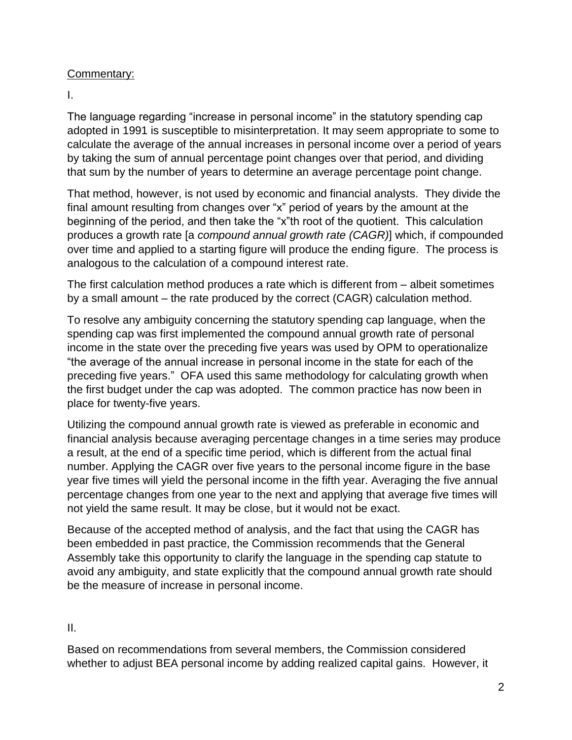Commentary:

I.

The language regarding "increase in personal income" in the statutory spending cap adopted in 1991 is susceptible to misinterpretation. It may seem appropriate to some to calculate the average of the annual increases in personal income over a period of years by taking the sum of annual percentage point changes over that period, and dividing that sum by the number of years to determine an average percentage point change.

That method, however, is not used by economic and financial analysts. They divide the final amount resulting from changes over "x" period of years by the amount at the beginning of the period, and then take the "x"th root of the quotient. This calculation produces a growth rate [a *compound annual growth rate (CAGR)*] which, if compounded over time and applied to a starting figure will produce the ending figure. The process is analogous to the calculation of a compound interest rate.

The first calculation method produces a rate which is different from – albeit sometimes by a small amount – the rate produced by the correct (CAGR) calculation method.

To resolve any ambiguity concerning the statutory spending cap language, when the spending cap was first implemented the compound annual growth rate of personal income in the state over the preceding five years was used by OPM to operationalize "the average of the annual increase in personal income in the state for each of the preceding five years." OFA used this same methodology for calculating growth when the first budget under the cap was adopted. The common practice has now been in place for twenty-five years.

Utilizing the compound annual growth rate is viewed as preferable in economic and financial analysis because averaging percentage changes in a time series may produce a result, at the end of a specific time period, which is different from the actual final number. Applying the CAGR over five years to the personal income figure in the base year five times will yield the personal income in the fifth year. Averaging the five annual percentage changes from one year to the next and applying that average five times will not yield the same result. It may be close, but it would not be exact.

Because of the accepted method of analysis, and the fact that using the CAGR has been embedded in past practice, the Commission recommends that the General Assembly take this opportunity to clarify the language in the spending cap statute to avoid any ambiguity, and state explicitly that the compound annual growth rate should be the measure of increase in personal income.

II.

Based on recommendations from several members, the Commission considered whether to adjust BEA personal income by adding realized capital gains. However, it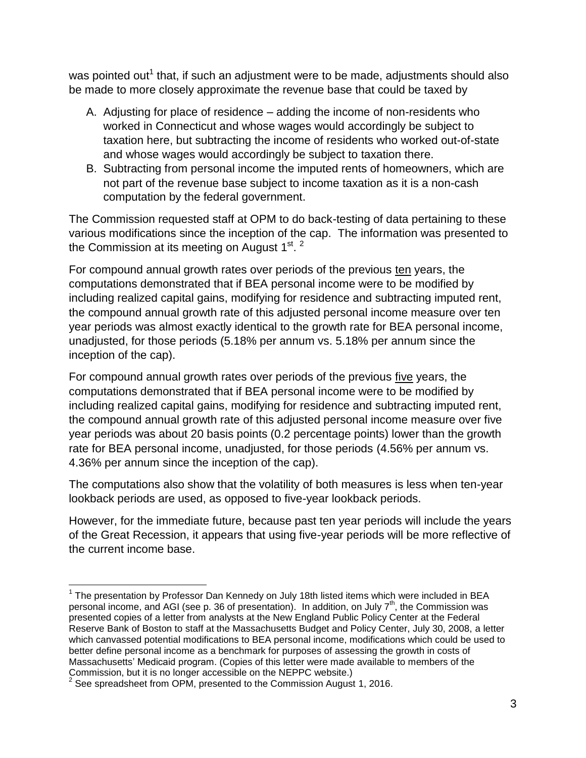was pointed out[1] that, if such an adjustment were to be made, adjustments should also be made to more closely approximate the revenue base that could be taxed by

A. Adjusting for place of residence – adding the income of non-residents who worked in Connecticut and whose wages would accordingly be subject to taxation here, but subtracting the income of residents who worked out-of-state and whose wages would accordingly be subject to taxation there.
B. Subtracting from personal income the imputed rents of homeowners, which are not part of the revenue base subject to income taxation as it is a non-cash computation by the federal government.

The Commission requested staff at OPM to do back-testing of data pertaining to these various modifications since the inception of the cap. The information was presented to the Commission at its meeting on August 1st. [2]

For compound annual growth rates over periods of the previous <u>ten</u> years, the computations demonstrated that if BEA personal income were to be modified by including realized capital gains, modifying for residence and subtracting imputed rent, the compound annual growth rate of this adjusted personal income measure over ten year periods was almost exactly identical to the growth rate for BEA personal income, unadjusted, for those periods (5.18% per annum vs. 5.18% per annum since the inception of the cap).

For compound annual growth rates over periods of the previous <u>five</u> years, the computations demonstrated that if BEA personal income were to be modified by including realized capital gains, modifying for residence and subtracting imputed rent, the compound annual growth rate of this adjusted personal income measure over five year periods was about 20 basis points (0.2 percentage points) lower than the growth rate for BEA personal income, unadjusted, for those periods (4.56% per annum vs. 4.36% per annum since the inception of the cap).

The computations also show that the volatility of both measures is less when ten-year lookback periods are used, as opposed to five-year lookback periods.

However, for the immediate future, because past ten year periods will include the years of the Great Recession, it appears that using five-year periods will be more reflective of the current income base.

---

[1] The presentation by Professor Dan Kennedy on July 18th listed items which were included in BEA personal income, and AGI (see p. 36 of presentation). In addition, on July 7th, the Commission was presented copies of a letter from analysts at the New England Public Policy Center at the Federal Reserve Bank of Boston to staff at the Massachusetts Budget and Policy Center, July 30, 2008, a letter which canvassed potential modifications to BEA personal income, modifications which could be used to better define personal income as a benchmark for purposes of assessing the growth in costs of Massachusetts' Medicaid program. (Copies of this letter were made available to members of the Commission, but it is no longer accessible on the NEPPC website.)

[2] See spreadsheet from OPM, presented to the Commission August 1, 2016.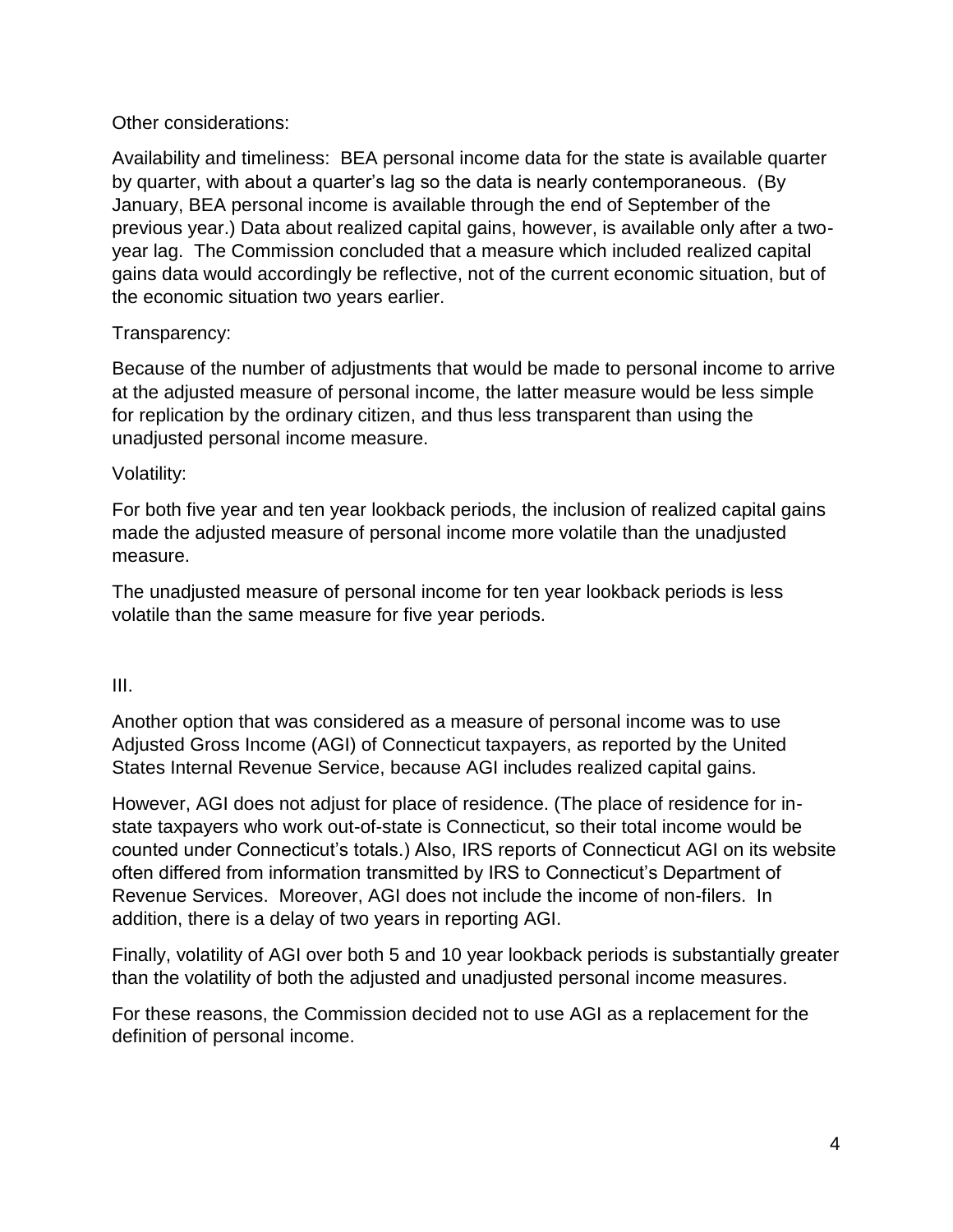Other considerations:

Availability and timeliness: BEA personal income data for the state is available quarter by quarter, with about a quarter's lag so the data is nearly contemporaneous. (By January, BEA personal income is available through the end of September of the previous year.) Data about realized capital gains, however, is available only after a two-year lag. The Commission concluded that a measure which included realized capital gains data would accordingly be reflective, not of the current economic situation, but of the economic situation two years earlier.

Transparency:

Because of the number of adjustments that would be made to personal income to arrive at the adjusted measure of personal income, the latter measure would be less simple for replication by the ordinary citizen, and thus less transparent than using the unadjusted personal income measure.

Volatility:

For both five year and ten year lookback periods, the inclusion of realized capital gains made the adjusted measure of personal income more volatile than the unadjusted measure.

The unadjusted measure of personal income for ten year lookback periods is less volatile than the same measure for five year periods.

III.

Another option that was considered as a measure of personal income was to use Adjusted Gross Income (AGI) of Connecticut taxpayers, as reported by the United States Internal Revenue Service, because AGI includes realized capital gains.

However, AGI does not adjust for place of residence. (The place of residence for in-state taxpayers who work out-of-state is Connecticut, so their total income would be counted under Connecticut's totals.) Also, IRS reports of Connecticut AGI on its website often differed from information transmitted by IRS to Connecticut's Department of Revenue Services. Moreover, AGI does not include the income of non-filers. In addition, there is a delay of two years in reporting AGI.

Finally, volatility of AGI over both 5 and 10 year lookback periods is substantially greater than the volatility of both the adjusted and unadjusted personal income measures.

For these reasons, the Commission decided not to use AGI as a replacement for the definition of personal income.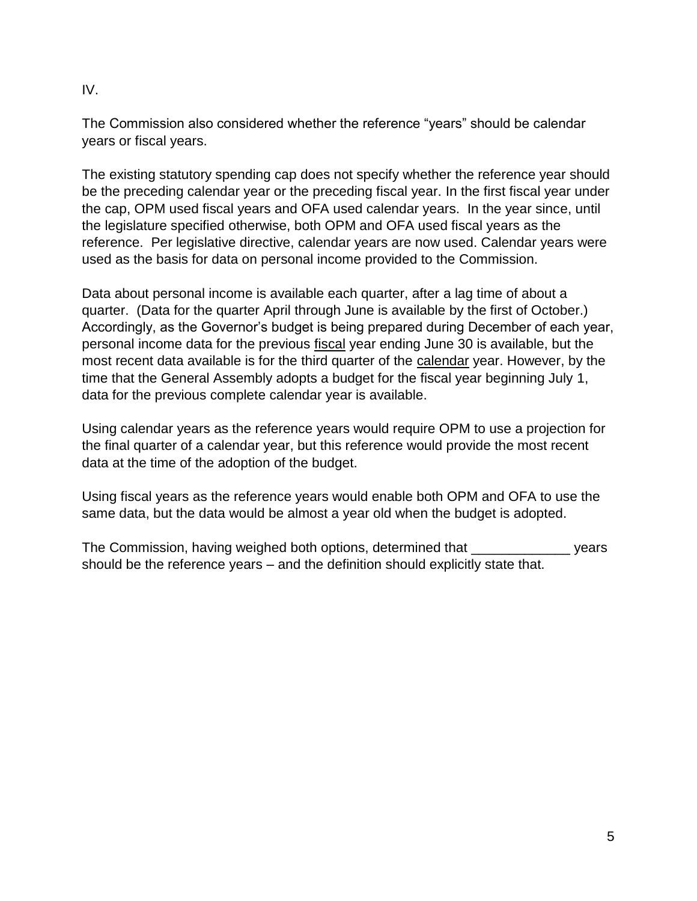IV.

The Commission also considered whether the reference "years" should be calendar years or fiscal years.

The existing statutory spending cap does not specify whether the reference year should be the preceding calendar year or the preceding fiscal year. In the first fiscal year under the cap, OPM used fiscal years and OFA used calendar years. In the year since, until the legislature specified otherwise, both OPM and OFA used fiscal years as the reference. Per legislative directive, calendar years are now used. Calendar years were used as the basis for data on personal income provided to the Commission.

Data about personal income is available each quarter, after a lag time of about a quarter. (Data for the quarter April through June is available by the first of October.) Accordingly, as the Governor's budget is being prepared during December of each year, personal income data for the previous <u>fiscal</u> year ending June 30 is available, but the most recent data available is for the third quarter of the <u>calendar</u> year. However, by the time that the General Assembly adopts a budget for the fiscal year beginning July 1, data for the previous complete calendar year is available.

Using calendar years as the reference years would require OPM to use a projection for the final quarter of a calendar year, but this reference would provide the most recent data at the time of the adoption of the budget.

Using fiscal years as the reference years would enable both OPM and OFA to use the same data, but the data would be almost a year old when the budget is adopted.

The Commission, having weighed both options, determined that _____________ years should be the reference years – and the definition should explicitly state that.